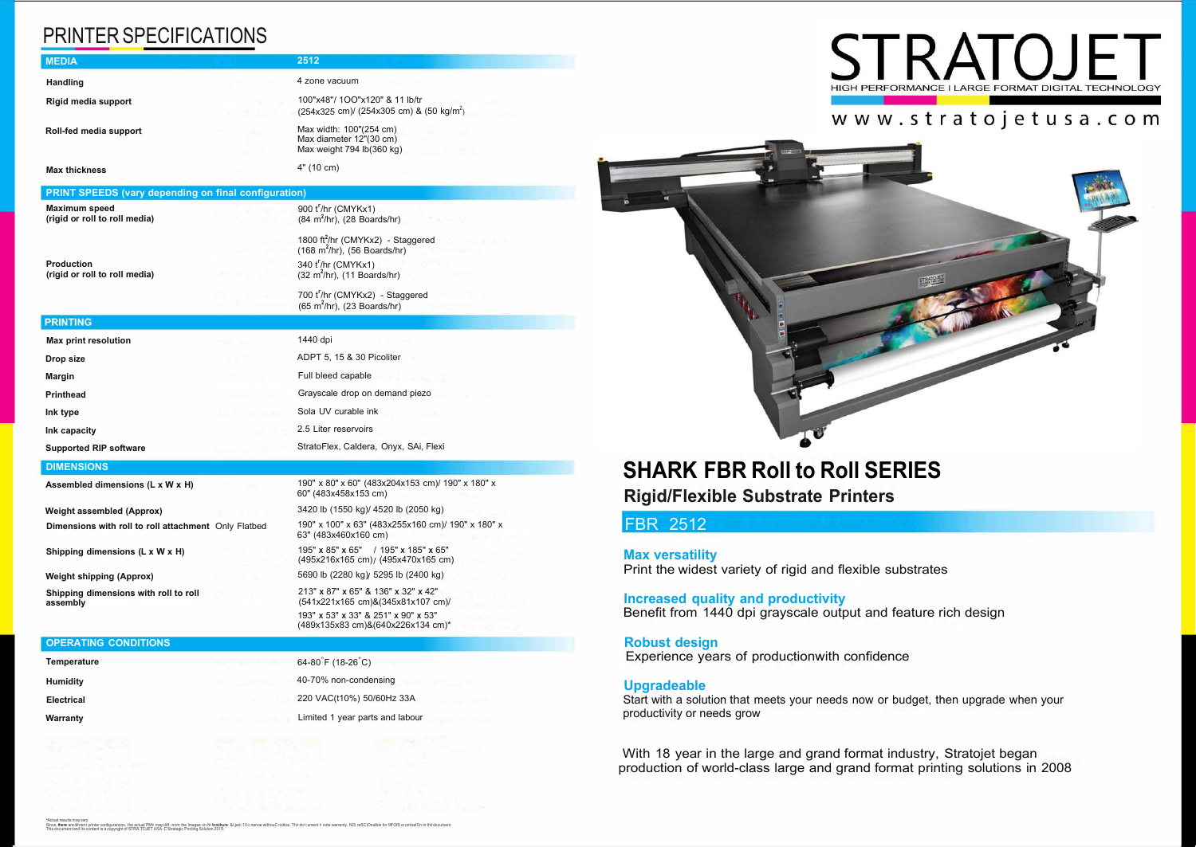# PRINTER SPECIFICATIONS

| MEDIA | | 2512 |
|---|---|---|
| Handling | | 4 zone vacuum |
| Rigid media support | | 100"x48"/ 1OO"x120" & 11 lb/tr (254x325 cm)/ (254x305 cm) & (50 kg/m$^2$) |
| Roll-fed media support | | Max width: 100"(254 cm)<br>Max diameter 12"(30 cm)<br>Max weight 794 lb(360 kg) |
| Max thickness | | 4" (10 cm) |
| **PRINT SPEEDS (vary depending on final configuration)** | | |
| Maximum speed (rigid or roll to roll media) | | 900 f$^2$/hr (CMYKx1) (84 m$^2$/hr), (28 Boards/hr)<br>1800 ft$^2$/hr (CMYKx2) - Staggered (168 m$^2$/hr), (56 Boards/hr) |
| Production (rigid or roll to roll media) | | 340 f$^2$/hr (CMYKx1) (32 m$^2$/hr), (11 Boards/hr)<br>700 f$^2$/hr (CMYKx2) - Staggered (65 m$^2$/hr), (23 Boards/hr) |
| **PRINTING** | | |
| Max print resolution | | 1440 dpi |
| Drop size | | ADPT 5, 15 & 30 Picoliter |
| Margin | | Full bleed capable |
| Printhead | | Grayscale drop on demand piezo |
| Ink type | | Sola UV curable ink |
| Ink capacity | | 2.5 Liter reservoirs |
| Supported RIP software | | StratoFlex, Caldera, Onyx, SAi, Flexi |
| **DIMENSIONS** | | |
| Assembled dimensions (L x W x H) | | 190" x 80" x 60" (483x204x153 cm)/ 190" x 180" x 60" (483x458x153 cm) |
| Weight assembled (Approx) | | 3420 lb (1550 kg)/ 4520 lb (2050 kg) |
| Dimensions with roll to roll attachment | Only Flatbed | 190" x 100" x 63" (483x255x160 cm)/ 190" x 180" x 63" (483x460x160 cm) |
| Shipping dimensions (L x W x H) | | 195" x 85" x 65" / 195" x 185" x 65" (495x216x165 cm)/ (495x470x165 cm) |
| Weight shipping (Approx) | | 5690 lb (2280 kg)/ 5295 lb (2400 kg) |
| Shipping dimensions with roll to roll assembly | | 213" x 87" x 65" & 136" x 32" x 42" (541x221x165 cm)&(345x81x107 cm)/<br>193" x 53" x 33" & 251" x 90" x 53" (489x135x83 cm)&(640x226x134 cm)* |
| **OPERATING CONDITIONS** | | |
| Temperature | | 64-80˚F (18-26˚C) |
| Humidity | | 40-70% non-condensing |
| Electrical | | 220 VAC(t10%) 50/60Hz 33A |
| Warranty | | Limited 1 year parts and labour |

*Actual results may vary
Since there are different printer configurations, the actual PMY may differ from the images on the brochure. Subject to change without notice. This document is not a warranty. This document and its content is a copyright of STRATOJET USA © Strategic Printing Solution 2015

# STRATOJET

HIGH PERFORMANCE I LARGE FORMAT DIGITAL TECHNOLOGY

www.stratojetusa.com

## SHARK FBR Roll to Roll SERIES

### Rigid/Flexible Substrate Printers

### FBR 2512

**Max versatility**
Print the widest variety of rigid and flexible substrates

**Increased quality and productivity**
Benefit from 1440 dpi grayscale output and feature rich design

**Robust design**
Experience years of productionwith confidence

**Upgradeable**
Start with a solution that meets your needs now or budget, then upgrade when your productivity or needs grow

With 18 year in the large and grand format industry, Stratojet began production of world-class large and grand format printing solutions in 2008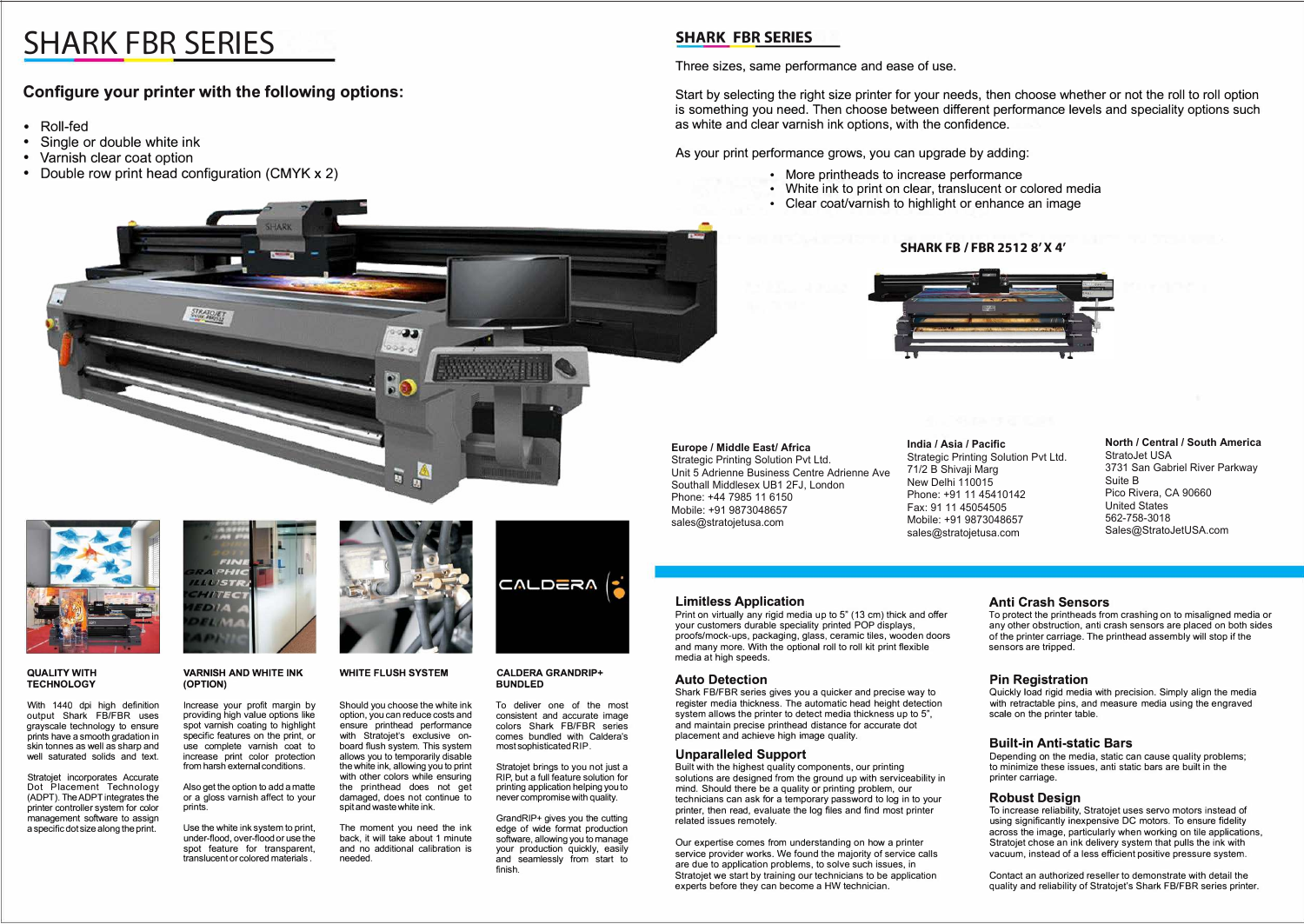# SHARK FBR SERIES

## Configure your printer with the following options:

- Roll-fed
- Single or double white ink
- Varnish clear coat option
- Double row print head configuration (CMYK x 2)

### QUALITY WITH TECHNOLOGY

With 1440 dpi high definition output Shark FB/FBR uses grayscale technology to ensure prints have a smooth gradation in skin tonnes as well as sharp and well saturated solids and text.

Stratojet incorporates Accurate Dot Placement Technology (ADPT). The ADPT integrates the printer controller system for color management software to assign a specific dot size along the print.

### VARNISH AND WHITE INK (OPTION)

Increase your profit margin by providing high value options like spot varnish coating to highlight specific features on the print, or use complete varnish coat to increase print color protection from harsh external conditions.

Also get the option to add a matte or a gloss varnish affect to your prints.

Use the white ink system to print, under-flood, over-flood or use the spot feature for transparent, translucent or colored materials .

### WHITE FLUSH SYSTEM

Should you choose the white ink option, you can reduce costs and ensure printhead performance with Stratojet's exclusive on-board flush system. This system allows you to temporarily disable the white ink, allowing you to print with other colors while ensuring the printhead does not get damaged, does not continue to spit and waste white ink.

The moment you need the ink back, it will take about 1 minute and no additional calibration is needed.

### CALDERA GRANDRIP+ BUNDLED

To deliver one of the most consistent and accurate image colors Shark FB/FBR series comes bundled with Caldera's most sophisticated RIP.

Stratojet brings to you not just a RIP, but a full feature solution for printing application helping you to never compromise with quality.

GrandRIP+ gives you the cutting edge of wide format production software, allowing you to manage your production quickly, easily and seamlessly from start to finish.

## SHARK FBR SERIES

Three sizes, same performance and ease of use.

Start by selecting the right size printer for your needs, then choose whether or not the roll to roll option is something you need. Then choose between different performance levels and speciality options such as white and clear varnish ink options, with the confidence.

As your print performance grows, you can upgrade by adding:

- More printheads to increase performance
- White ink to print on clear, translucent or colored media
- Clear coat/varnish to highlight or enhance an image

### SHARK FB / FBR 2512 8' X 4'

**Europe / Middle East/ Africa**
Strategic Printing Solution Pvt Ltd.
Unit 5 Adrienne Business Centre Adrienne Ave
Southall Middlesex UB1 2FJ, London
Phone: +44 7985 11 6150
Mobile: +91 9873048657
sales@stratojetusa.com

**India / Asia / Pacific**
Strategic Printing Solution Pvt Ltd.
71/2 B Shivaji Marg
New Delhi 110015
Phone: +91 11 45410142
Fax: 91 11 45054505
Mobile: +91 9873048657
sales@stratojetusa.com

**North / Central / South America**
StratoJet USA
3731 San Gabriel River Parkway
Suite B
Pico Rivera, CA 90660
United States
562-758-3018
Sales@StratoJetUSA.com

### Limitless Application

Print on virtually any rigid media up to 5" (13 cm) thick and offer your customers durable speciality printed POP displays, proofs/mock-ups, packaging, glass, ceramic tiles, wooden doors and many more. With the optional roll to roll kit print flexible media at high speeds.

### Auto Detection

Shark FB/FBR series gives you a quicker and precise way to register media thickness. The automatic head height detection system allows the printer to detect media thickness up to 5", and maintain precise printhead distance for accurate dot placement and achieve high image quality.

### Unparalleled Support

Built with the highest quality components, our printing solutions are designed from the ground up with serviceability in mind. Should there be a quality or printing problem, our technicians can ask for a temporary password to log in to your printer, then read, evaluate the log files and find most printer related issues remotely.

Our expertise comes from understanding on how a printer service provider works. We found the majority of service calls are due to application problems, to solve such issues, in Stratojet we start by training our technicians to be application experts before they can become a HW technician.

### Anti Crash Sensors

To protect the printheads from crashing on to misaligned media or any other obstruction, anti crash sensors are placed on both sides of the printer carriage. The printhead assembly will stop if the sensors are tripped.

### Pin Registration

Quickly load rigid media with precision. Simply align the media with retractable pins, and measure media using the engraved scale on the printer table.

### Built-in Anti-static Bars

Depending on the media, static can cause quality problems; to minimize these issues, anti static bars are built in the printer carriage.

### Robust Design

To increase reliability, Stratojet uses servo motors instead of using significantly inexpensive DC motors. To ensure fidelity across the image, particularly when working on tile applications, Stratojet chose an ink delivery system that pulls the ink with vacuum, instead of a less efficient positive pressure system.

Contact an authorized reseller to demonstrate with detail the quality and reliability of Stratojet's Shark FB/FBR series printer.